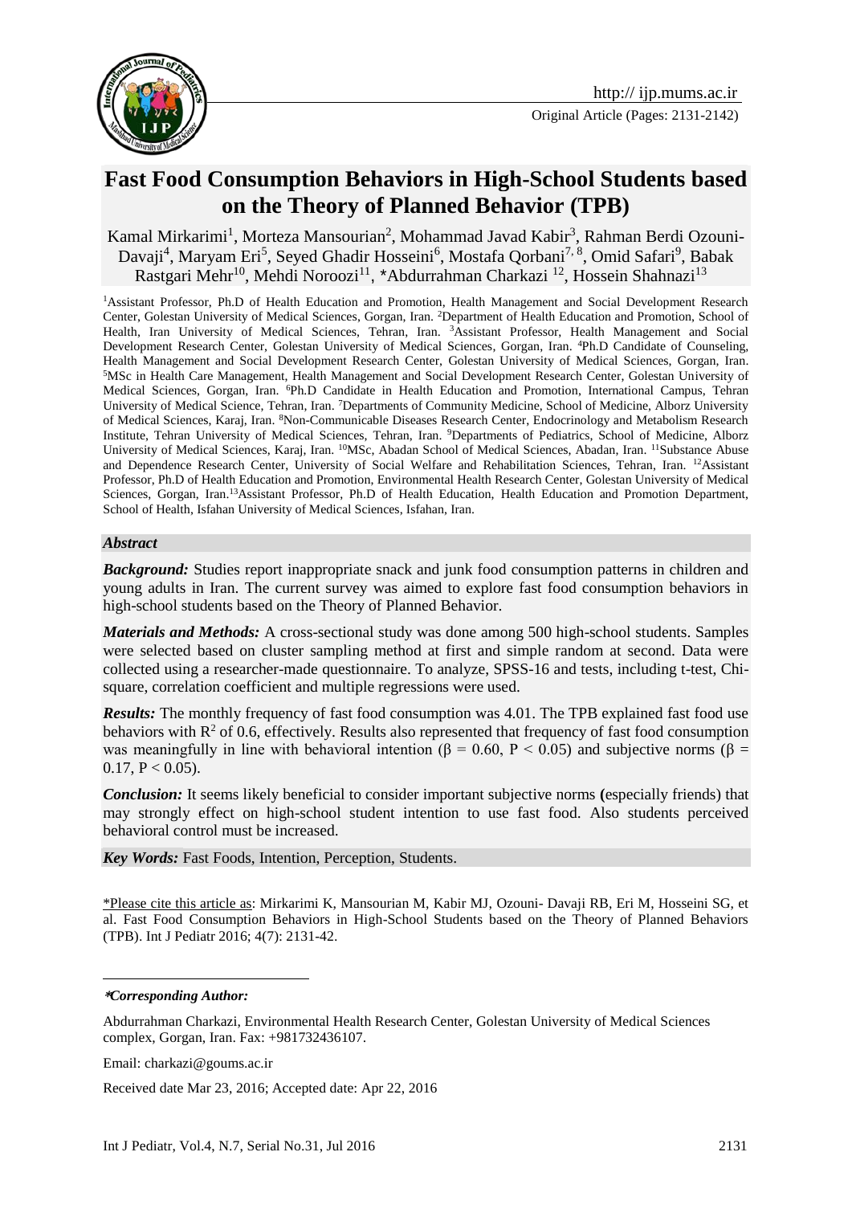Original Article (Pages: 2131-2142)

# Fast Food Consumption Behaviors in High-School Students based on the Theory of Planned Behavior (TPB)

Kamal Mirkarimi[1], Morteza Mansourian[2], Mohammad Javad Kabir[3], Rahman Berdi Ozouni-Davaji[4], Maryam Eri[5], Seyed Ghadir Hosseini[6], Mostafa Qorbani[7, 8], Omid Safari[9], Babak Rastgari Mehr[10], Mehdi Noroozi[11], *Abdurrahman Charkazi [12], Hossein Shahnazi[13]

[1]Assistant Professor, Ph.D of Health Education and Promotion, Health Management and Social Development Research Center, Golestan University of Medical Sciences, Gorgan, Iran. [2]Department of Health Education and Promotion, School of Health, Iran University of Medical Sciences, Tehran, Iran. [3]Assistant Professor, Health Management and Social Development Research Center, Golestan University of Medical Sciences, Gorgan, Iran. [4]Ph.D Candidate of Counseling, Health Management and Social Development Research Center, Golestan University of Medical Sciences, Gorgan, Iran. [5]MSc in Health Care Management, Health Management and Social Development Research Center, Golestan University of Medical Sciences, Gorgan, Iran. [6]Ph.D Candidate in Health Education and Promotion, International Campus, Tehran University of Medical Science, Tehran, Iran. [7]Departments of Community Medicine, School of Medicine, Alborz University of Medical Sciences, Karaj, Iran. [8]Non-Communicable Diseases Research Center, Endocrinology and Metabolism Research Institute, Tehran University of Medical Sciences, Tehran, Iran. [9]Departments of Pediatrics, School of Medicine, Alborz University of Medical Sciences, Karaj, Iran. [10]MSc, Abadan School of Medical Sciences, Abadan, Iran. [11]Substance Abuse and Dependence Research Center, University of Social Welfare and Rehabilitation Sciences, Tehran, Iran. [12]Assistant Professor, Ph.D of Health Education and Promotion, Environmental Health Research Center, Golestan University of Medical Sciences, Gorgan, Iran.[13]Assistant Professor, Ph.D of Health Education, Health Education and Promotion Department, School of Health, Isfahan University of Medical Sciences, Isfahan, Iran.

## *Abstract*

***Background:*** Studies report inappropriate snack and junk food consumption patterns in children and young adults in Iran. The current survey was aimed to explore fast food consumption behaviors in high-school students based on the Theory of Planned Behavior.

***Materials and Methods:*** A cross-sectional study was done among 500 high-school students. Samples were selected based on cluster sampling method at first and simple random at second. Data were collected using a researcher-made questionnaire. To analyze, SPSS-16 and tests, including t-test, Chi-square, correlation coefficient and multiple regressions were used.

***Results:*** The monthly frequency of fast food consumption was 4.01. The TPB explained fast food use behaviors with $R^2$ of 0.6, effectively. Results also represented that frequency of fast food consumption was meaningfully in line with behavioral intention ($\beta = 0.60$, $P < 0.05$) and subjective norms ($\beta = 0.17$, $P < 0.05$).

***Conclusion:*** It seems likely beneficial to consider important subjective norms **(**especially friends) that may strongly effect on high-school student intention to use fast food. Also students perceived behavioral control must be increased.

***Key Words:*** Fast Foods, Intention, Perception, Students.

*Please cite this article as: Mirkarimi K, Mansourian M, Kabir MJ, Ozouni- Davaji RB, Eri M, Hosseini SG, et al. Fast Food Consumption Behaviors in High-School Students based on the Theory of Planned Behaviors (TPB). Int J Pediatr 2016; 4(7): 2131-42.

***Corresponding Author:***

Abdurrahman Charkazi, Environmental Health Research Center, Golestan University of Medical Sciences complex, Gorgan, Iran. Fax: +981732436107.

Email: charkazi@goums.ac.ir

Received date Mar 23, 2016; Accepted date: Apr 22, 2016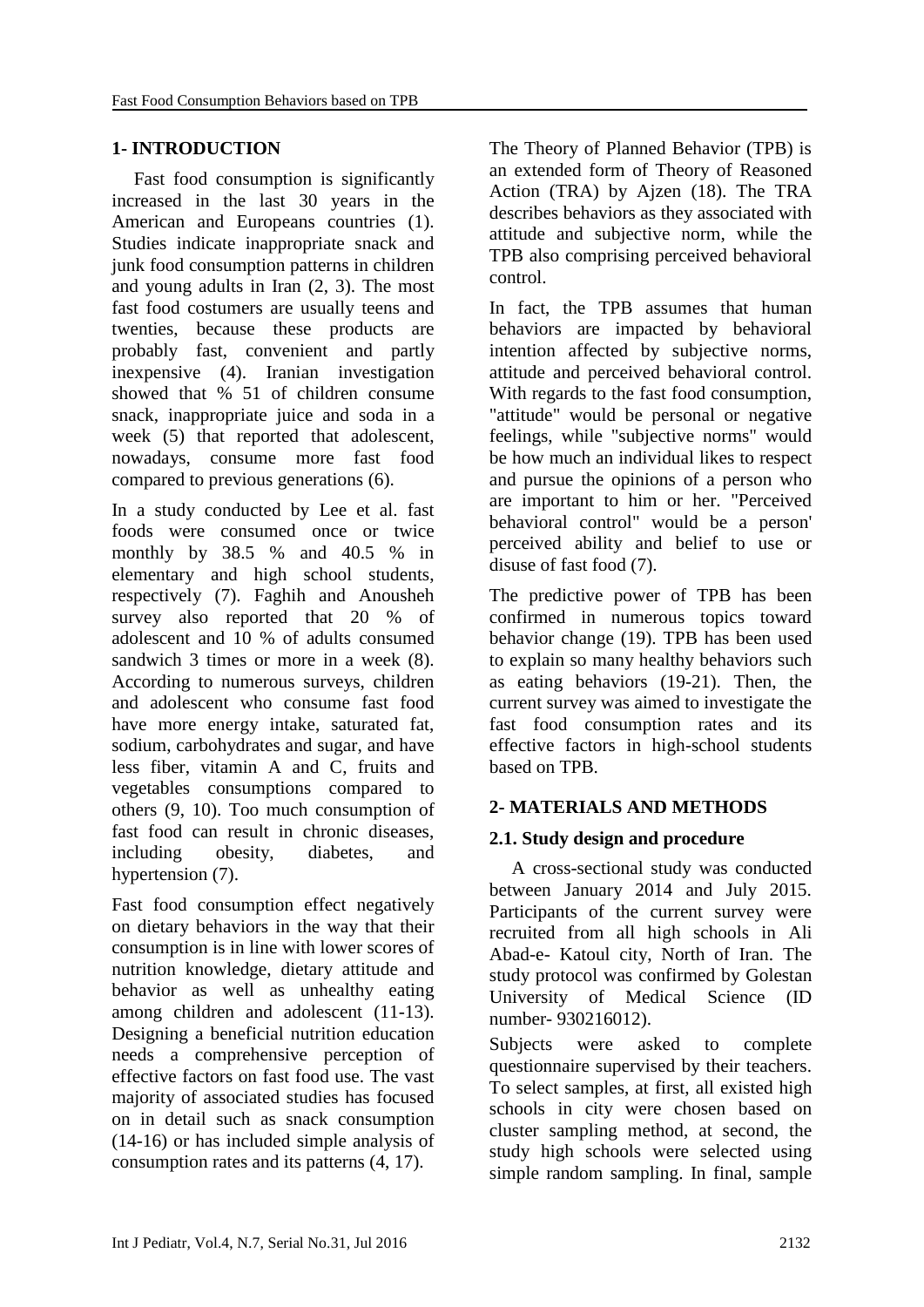## 1- INTRODUCTION

Fast food consumption is significantly increased in the last 30 years in the American and Europeans countries (1). Studies indicate inappropriate snack and junk food consumption patterns in children and young adults in Iran (2, 3). The most fast food costumers are usually teens and twenties, because these products are probably fast, convenient and partly inexpensive (4). Iranian investigation showed that % 51 of children consume snack, inappropriate juice and soda in a week (5) that reported that adolescent, nowadays, consume more fast food compared to previous generations (6).

In a study conducted by Lee et al. fast foods were consumed once or twice monthly by 38.5 % and 40.5 % in elementary and high school students, respectively (7). Faghih and Anousheh survey also reported that 20 % of adolescent and 10 % of adults consumed sandwich 3 times or more in a week (8). According to numerous surveys, children and adolescent who consume fast food have more energy intake, saturated fat, sodium, carbohydrates and sugar, and have less fiber, vitamin A and C, fruits and vegetables consumptions compared to others (9, 10). Too much consumption of fast food can result in chronic diseases, including obesity, diabetes, and hypertension (7).

Fast food consumption effect negatively on dietary behaviors in the way that their consumption is in line with lower scores of nutrition knowledge, dietary attitude and behavior as well as unhealthy eating among children and adolescent (11-13). Designing a beneficial nutrition education needs a comprehensive perception of effective factors on fast food use. The vast majority of associated studies has focused on in detail such as snack consumption (14-16) or has included simple analysis of consumption rates and its patterns (4, 17).

The Theory of Planned Behavior (TPB) is an extended form of Theory of Reasoned Action (TRA) by Ajzen (18). The TRA describes behaviors as they associated with attitude and subjective norm, while the TPB also comprising perceived behavioral control.

In fact, the TPB assumes that human behaviors are impacted by behavioral intention affected by subjective norms, attitude and perceived behavioral control. With regards to the fast food consumption, "attitude" would be personal or negative feelings, while "subjective norms" would be how much an individual likes to respect and pursue the opinions of a person who are important to him or her. "Perceived behavioral control" would be a person' perceived ability and belief to use or disuse of fast food (7).

The predictive power of TPB has been confirmed in numerous topics toward behavior change (19). TPB has been used to explain so many healthy behaviors such as eating behaviors (19-21). Then, the current survey was aimed to investigate the fast food consumption rates and its effective factors in high-school students based on TPB.

## 2- MATERIALS AND METHODS

### 2.1. Study design and procedure

A cross-sectional study was conducted between January 2014 and July 2015. Participants of the current survey were recruited from all high schools in Ali Abad-e- Katoul city, North of Iran. The study protocol was confirmed by Golestan University of Medical Science (ID number- 930216012).

Subjects were asked to complete questionnaire supervised by their teachers. To select samples, at first, all existed high schools in city were chosen based on cluster sampling method, at second, the study high schools were selected using simple random sampling. In final, sample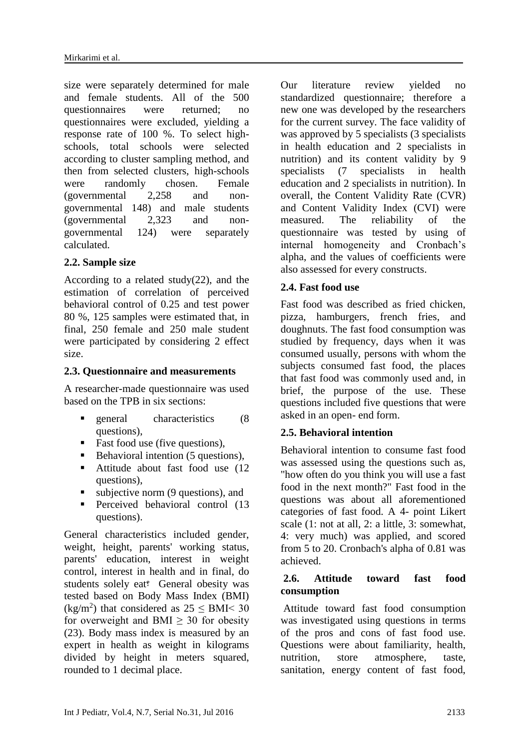size were separately determined for male and female students. All of the 500 questionnaires were returned; no questionnaires were excluded, yielding a response rate of 100 %. To select high-schools, total schools were selected according to cluster sampling method, and then from selected clusters, high-schools were randomly chosen. Female (governmental 2,258 and non-governmental 148) and male students (governmental 2,323 and non-governmental 124) were separately calculated.

## 2.2. Sample size

According to a related study(22), and the estimation of correlation of perceived behavioral control of 0.25 and test power 80 %, 125 samples were estimated that, in final, 250 female and 250 male student were participated by considering 2 effect size.

## 2.3. Questionnaire and measurements

A researcher-made questionnaire was used based on the TPB in six sections:

- general characteristics (8 questions),
- Fast food use (five questions),
- Behavioral intention (5 questions),
- Attitude about fast food use (12 questions),
- subjective norm (9 questions), and
- Perceived behavioral control (13 questions).

General characteristics included gender, weight, height, parents' working status, parents' education, interest in weight control, interest in health and in final, do students solely eat؟ General obesity was tested based on Body Mass Index (BMI) (kg/m$^2$) that considered as $25 \leq \text{BMI} < 30$ for overweight and $\text{BMI} \geq 30$ for obesity (23). Body mass index is measured by an expert in health as weight in kilograms divided by height in meters squared, rounded to 1 decimal place.

Our literature review yielded no standardized questionnaire; therefore a new one was developed by the researchers for the current survey. The face validity of was approved by 5 specialists (3 specialists in health education and 2 specialists in nutrition) and its content validity by 9 specialists (7 specialists in health education and 2 specialists in nutrition). In overall, the Content Validity Rate (CVR) and Content Validity Index (CVI) were measured. The reliability of the questionnaire was tested by using of internal homogeneity and Cronbach's alpha, and the values of coefficients were also assessed for every constructs.

## 2.4. Fast food use

Fast food was described as fried chicken, pizza, hamburgers, french fries, and doughnuts. The fast food consumption was studied by frequency, days when it was consumed usually, persons with whom the subjects consumed fast food, the places that fast food was commonly used and, in brief, the purpose of the use. These questions included five questions that were asked in an open- end form.

## 2.5. Behavioral intention

Behavioral intention to consume fast food was assessed using the questions such as, "how often do you think you will use a fast food in the next month?" Fast food in the questions was about all aforementioned categories of fast food. A 4- point Likert scale (1: not at all, 2: a little, 3: somewhat, 4: very much) was applied, and scored from 5 to 20. Cronbach's alpha of 0.81 was achieved.

## 2.6. Attitude toward fast food consumption

Attitude toward fast food consumption was investigated using questions in terms of the pros and cons of fast food use. Questions were about familiarity, health, nutrition, store atmosphere, taste, sanitation, energy content of fast food,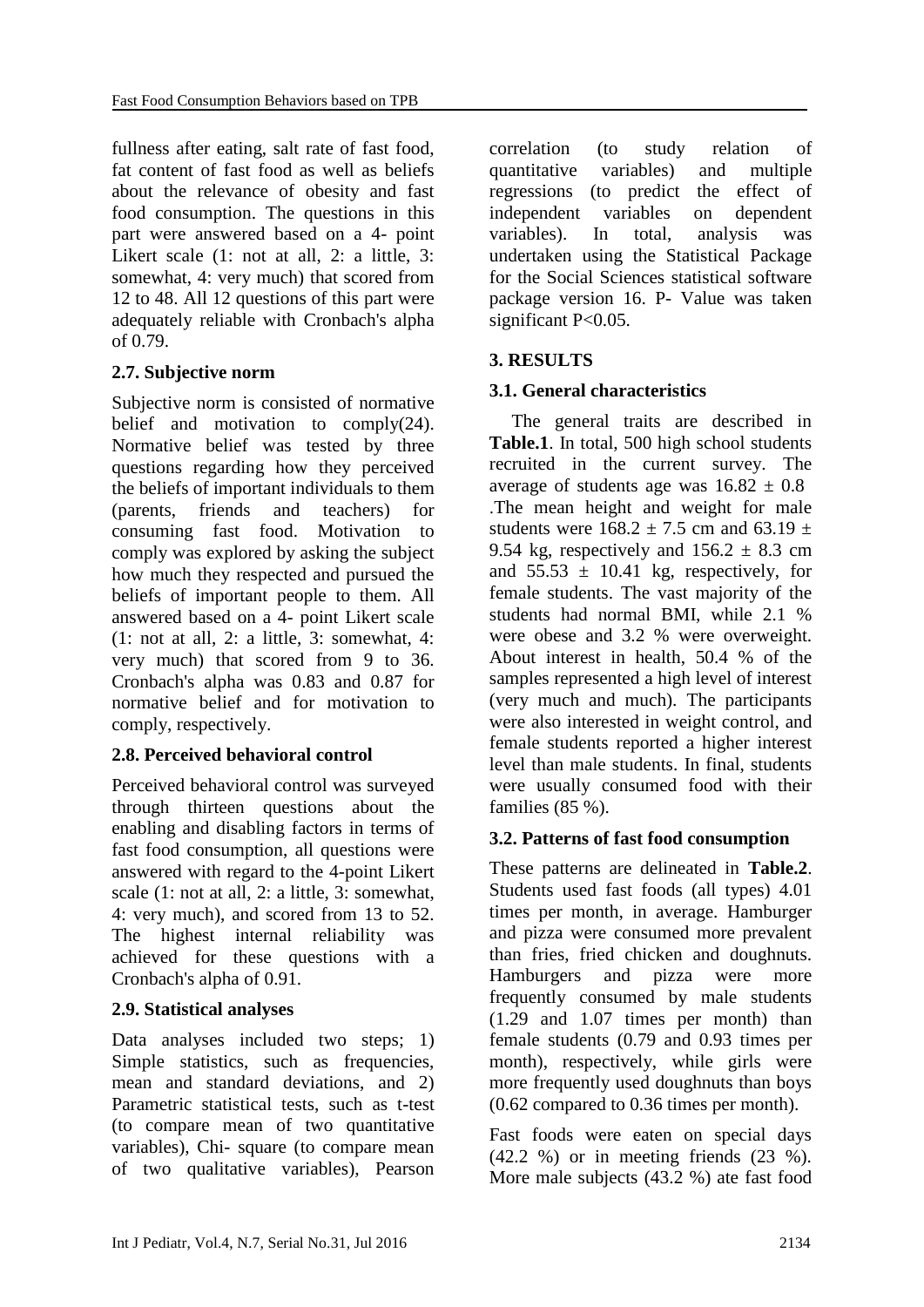fullness after eating, salt rate of fast food, fat content of fast food as well as beliefs about the relevance of obesity and fast food consumption. The questions in this part were answered based on a 4- point Likert scale (1: not at all, 2: a little, 3: somewhat, 4: very much) that scored from 12 to 48. All 12 questions of this part were adequately reliable with Cronbach's alpha of 0.79.

### 2.7. Subjective norm

Subjective norm is consisted of normative belief and motivation to comply(24). Normative belief was tested by three questions regarding how they perceived the beliefs of important individuals to them (parents, friends and teachers) for consuming fast food. Motivation to comply was explored by asking the subject how much they respected and pursued the beliefs of important people to them. All answered based on a 4- point Likert scale (1: not at all, 2: a little, 3: somewhat, 4: very much) that scored from 9 to 36. Cronbach's alpha was 0.83 and 0.87 for normative belief and for motivation to comply, respectively.

### 2.8. Perceived behavioral control

Perceived behavioral control was surveyed through thirteen questions about the enabling and disabling factors in terms of fast food consumption, all questions were answered with regard to the 4-point Likert scale (1: not at all, 2: a little, 3: somewhat, 4: very much), and scored from 13 to 52. The highest internal reliability was achieved for these questions with a Cronbach's alpha of 0.91.

### 2.9. Statistical analyses

Data analyses included two steps; 1) Simple statistics, such as frequencies, mean and standard deviations, and 2) Parametric statistical tests, such as t-test (to compare mean of two quantitative variables), Chi- square (to compare mean of two qualitative variables), Pearson correlation (to study relation of quantitative variables) and multiple regressions (to predict the effect of independent variables on dependent variables). In total, analysis was undertaken using the Statistical Package for the Social Sciences statistical software package version 16. P- Value was taken significant P<0.05.

## 3. RESULTS

### 3.1. General characteristics

The general traits are described in **Table.1**. In total, 500 high school students recruited in the current survey. The average of students age was 16.82 ± 0.8 .The mean height and weight for male students were 168.2 ± 7.5 cm and 63.19 ± 9.54 kg, respectively and 156.2 ± 8.3 cm and 55.53 ± 10.41 kg, respectively, for female students. The vast majority of the students had normal BMI, while 2.1 % were obese and 3.2 % were overweight. About interest in health, 50.4 % of the samples represented a high level of interest (very much and much). The participants were also interested in weight control, and female students reported a higher interest level than male students. In final, students were usually consumed food with their families (85 %).

### 3.2. Patterns of fast food consumption

These patterns are delineated in **Table.2**. Students used fast foods (all types) 4.01 times per month, in average. Hamburger and pizza were consumed more prevalent than fries, fried chicken and doughnuts. Hamburgers and pizza were more frequently consumed by male students (1.29 and 1.07 times per month) than female students (0.79 and 0.93 times per month), respectively, while girls were more frequently used doughnuts than boys (0.62 compared to 0.36 times per month).

Fast foods were eaten on special days (42.2 %) or in meeting friends (23 %). More male subjects (43.2 %) ate fast food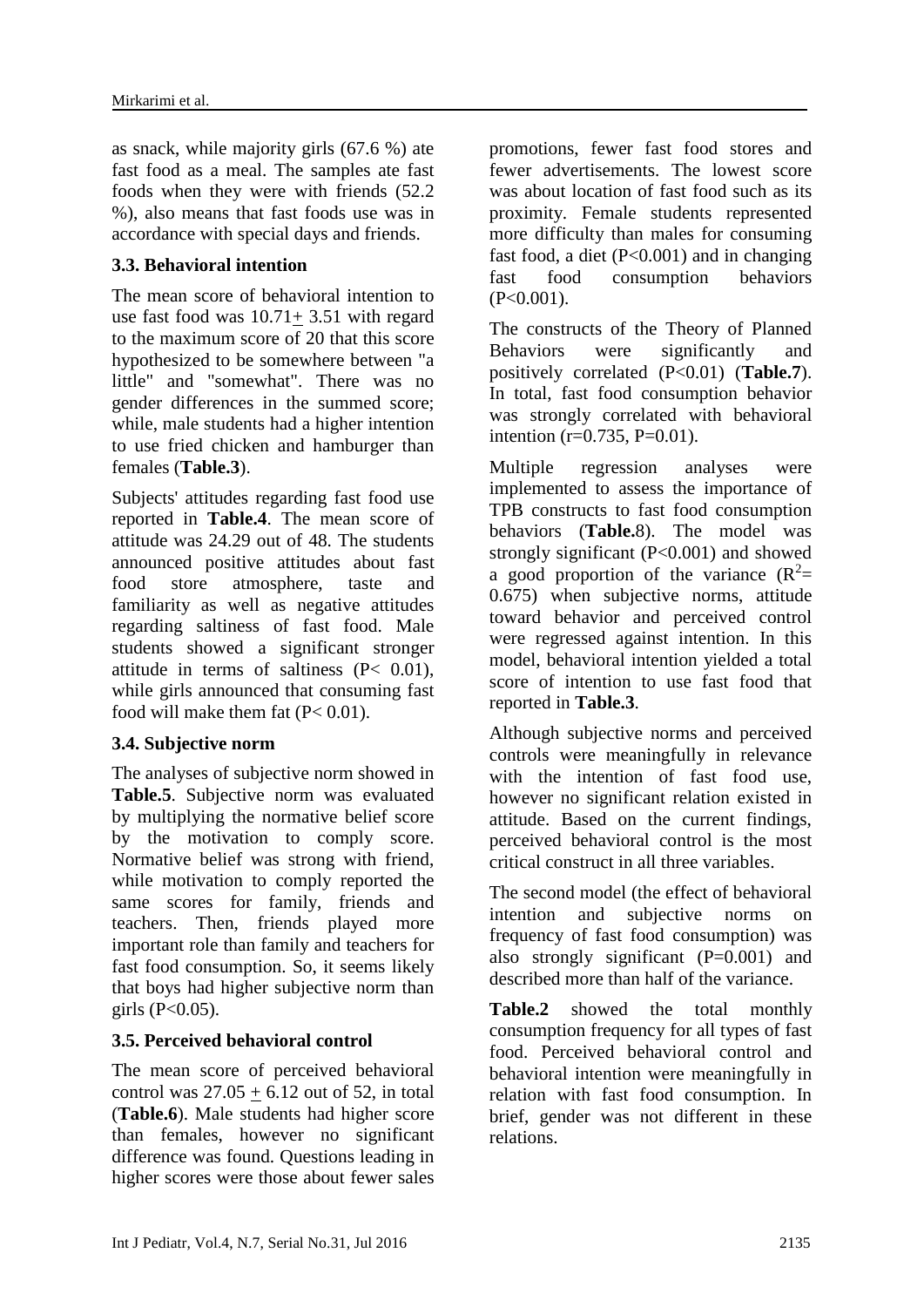as snack, while majority girls (67.6 %) ate fast food as a meal. The samples ate fast foods when they were with friends (52.2 %), also means that fast foods use was in accordance with special days and friends.

### 3.3. Behavioral intention

The mean score of behavioral intention to use fast food was 10.71± 3.51 with regard to the maximum score of 20 that this score hypothesized to be somewhere between "a little" and "somewhat". There was no gender differences in the summed score; while, male students had a higher intention to use fried chicken and hamburger than females (**Table.3**).

Subjects' attitudes regarding fast food use reported in **Table.4**. The mean score of attitude was 24.29 out of 48. The students announced positive attitudes about fast food store atmosphere, taste and familiarity as well as negative attitudes regarding saltiness of fast food. Male students showed a significant stronger attitude in terms of saltiness ($P< 0.01$), while girls announced that consuming fast food will make them fat ($P< 0.01$).

### 3.4. Subjective norm

The analyses of subjective norm showed in **Table.5**. Subjective norm was evaluated by multiplying the normative belief score by the motivation to comply score. Normative belief was strong with friend, while motivation to comply reported the same scores for family, friends and teachers. Then, friends played more important role than family and teachers for fast food consumption. So, it seems likely that boys had higher subjective norm than girls ($P<0.05$).

### 3.5. Perceived behavioral control

The mean score of perceived behavioral control was 27.05 ± 6.12 out of 52, in total (**Table.6**). Male students had higher score than females, however no significant difference was found. Questions leading in higher scores were those about fewer sales promotions, fewer fast food stores and fewer advertisements. The lowest score was about location of fast food such as its proximity. Female students represented more difficulty than males for consuming fast food, a diet ($P<0.001$) and in changing fast food consumption behaviors ($P<0.001$).

The constructs of the Theory of Planned Behaviors were significantly and positively correlated ($P<0.01$) (**Table.7**). In total, fast food consumption behavior was strongly correlated with behavioral intention ($r=0.735$, $P=0.01$).

Multiple regression analyses were implemented to assess the importance of TPB constructs to fast food consumption behaviors (**Table.**8). The model was strongly significant ($P<0.001$) and showed a good proportion of the variance ($R^2= 0.675$) when subjective norms, attitude toward behavior and perceived control were regressed against intention. In this model, behavioral intention yielded a total score of intention to use fast food that reported in **Table.3**.

Although subjective norms and perceived controls were meaningfully in relevance with the intention of fast food use, however no significant relation existed in attitude. Based on the current findings, perceived behavioral control is the most critical construct in all three variables.

The second model (the effect of behavioral intention and subjective norms on frequency of fast food consumption) was also strongly significant ($P=0.001$) and described more than half of the variance.

**Table.2** showed the total monthly consumption frequency for all types of fast food. Perceived behavioral control and behavioral intention were meaningfully in relation with fast food consumption. In brief, gender was not different in these relations.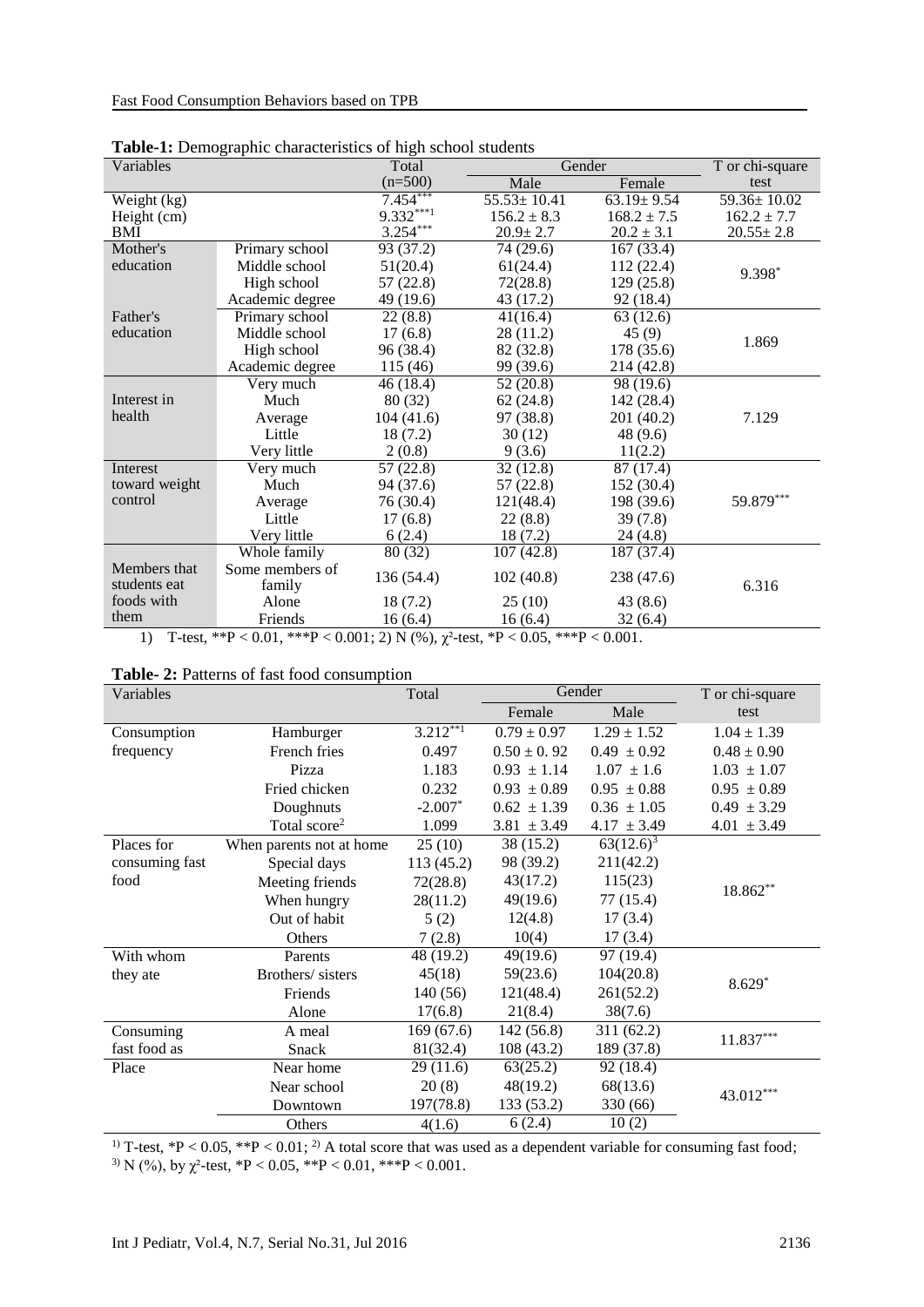**Table-1:** Demographic characteristics of high school students

| Variables | | Total (n=500) | Gender | | T or chi-square test |
|---|---|---|---|---|---|
| | | | Male | Female | |
| Weight (kg) | | 7.454*** | 55.53± 10.41 | 63.19± 9.54 | 59.36± 10.02 |
| Height (cm) | | 9.332***1 | 156.2 ± 8.3 | 168.2 ± 7.5 | 162.2 ± 7.7 |
| BMI | | 3.254*** | 20.9± 2.7 | 20.2 ± 3.1 | 20.55± 2.8 |
| Mother's education | Primary school | 93 (37.2) | 74 (29.6) | 167 (33.4) | 9.398* |
| | Middle school | 51(20.4) | 61(24.4) | 112 (22.4) | |
| | High school | 57 (22.8) | 72(28.8) | 129 (25.8) | |
| | Academic degree | 49 (19.6) | 43 (17.2) | 92 (18.4) | |
| Father's education | Primary school | 22 (8.8) | 41(16.4) | 63 (12.6) | 1.869 |
| | Middle school | 17 (6.8) | 28 (11.2) | 45 (9) | |
| | High school | 96 (38.4) | 82 (32.8) | 178 (35.6) | |
| | Academic degree | 115 (46) | 99 (39.6) | 214 (42.8) | |
| Interest in health | Very much | 46 (18.4) | 52 (20.8) | 98 (19.6) | 7.129 |
| | Much | 80 (32) | 62 (24.8) | 142 (28.4) | |
| | Average | 104 (41.6) | 97 (38.8) | 201 (40.2) | |
| | Little | 18 (7.2) | 30 (12) | 48 (9.6) | |
| | Very little | 2 (0.8) | 9 (3.6) | 11(2.2) | |
| Interest toward weight control | Very much | 57 (22.8) | 32 (12.8) | 87 (17.4) | 59.879*** |
| | Much | 94 (37.6) | 57 (22.8) | 152 (30.4) | |
| | Average | 76 (30.4) | 121(48.4) | 198 (39.6) | |
| | Little | 17 (6.8) | 22 (8.8) | 39 (7.8) | |
| | Very little | 6 (2.4) | 18 (7.2) | 24 (4.8) | |
| Members that students eat foods with them | Whole family | 80 (32) | 107 (42.8) | 187 (37.4) | 6.316 |
| | Some members of family | 136 (54.4) | 102 (40.8) | 238 (47.6) | |
| | Alone | 18 (7.2) | 25 (10) | 43 (8.6) | |
| | Friends | 16 (6.4) | 16 (6.4) | 32 (6.4) | |

1) T-test, **P < 0.01, ***P < 0.001; 2) N (%), $\chi^2$-test, *P < 0.05, ***P < 0.001.

**Table- 2:** Patterns of fast food consumption

| Variables | | Total | Gender | | T or chi-square test |
|---|---|---|---|---|---|
| | | | Female | Male | |
| Consumption frequency | Hamburger | 3.212**1 | 0.79 ± 0.97 | 1.29 ± 1.52 | 1.04 ± 1.39 |
| | French fries | 0.497 | 0.50 ± 0. 92 | 0.49 ± 0.92 | 0.48 ± 0.90 |
| | Pizza | 1.183 | 0.93 ± 1.14 | 1.07 ± 1.6 | 1.03 ± 1.07 |
| | Fried chicken | 0.232 | 0.93 ± 0.89 | 0.95 ± 0.88 | 0.95 ± 0.89 |
| | Doughnuts | -2.007* | 0.62 ± 1.39 | 0.36 ± 1.05 | 0.49 ± 3.29 |
| | Total score[2] | 1.099 | 3.81 ± 3.49 | 4.17 ± 3.49 | 4.01 ± 3.49 |
| Places for consuming fast food | When parents not at home | 25 (10) | 38 (15.2) | 63(12.6)[3] | 18.862** |
| | Special days | 113 (45.2) | 98 (39.2) | 211(42.2) | |
| | Meeting friends | 72(28.8) | 43(17.2) | 115(23) | |
| | When hungry | 28(11.2) | 49(19.6) | 77 (15.4) | |
| | Out of habit | 5 (2) | 12(4.8) | 17 (3.4) | |
| | Others | 7 (2.8) | 10(4) | 17 (3.4) | |
| With whom they ate | Parents | 48 (19.2) | 49(19.6) | 97 (19.4) | 8.629* |
| | Brothers/ sisters | 45(18) | 59(23.6) | 104(20.8) | |
| | Friends | 140 (56) | 121(48.4) | 261(52.2) | |
| | Alone | 17(6.8) | 21(8.4) | 38(7.6) | |
| Consuming fast food as | A meal | 169 (67.6) | 142 (56.8) | 311 (62.2) | 11.837*** |
| | Snack | 81(32.4) | 108 (43.2) | 189 (37.8) | |
| Place | Near home | 29 (11.6) | 63(25.2) | 92 (18.4) | 43.012*** |
| | Near school | 20 (8) | 48(19.2) | 68(13.6) | |
| | Downtown | 197(78.8) | 133 (53.2) | 330 (66) | |
| | Others | 4(1.6) | 6 (2.4) | 10 (2) | |

[1] T-test, *P < 0.05, **P < 0.01; [2] A total score that was used as a dependent variable for consuming fast food; [3] N (%), by $\chi^2$-test, *P < 0.05, **P < 0.01, ***P < 0.001.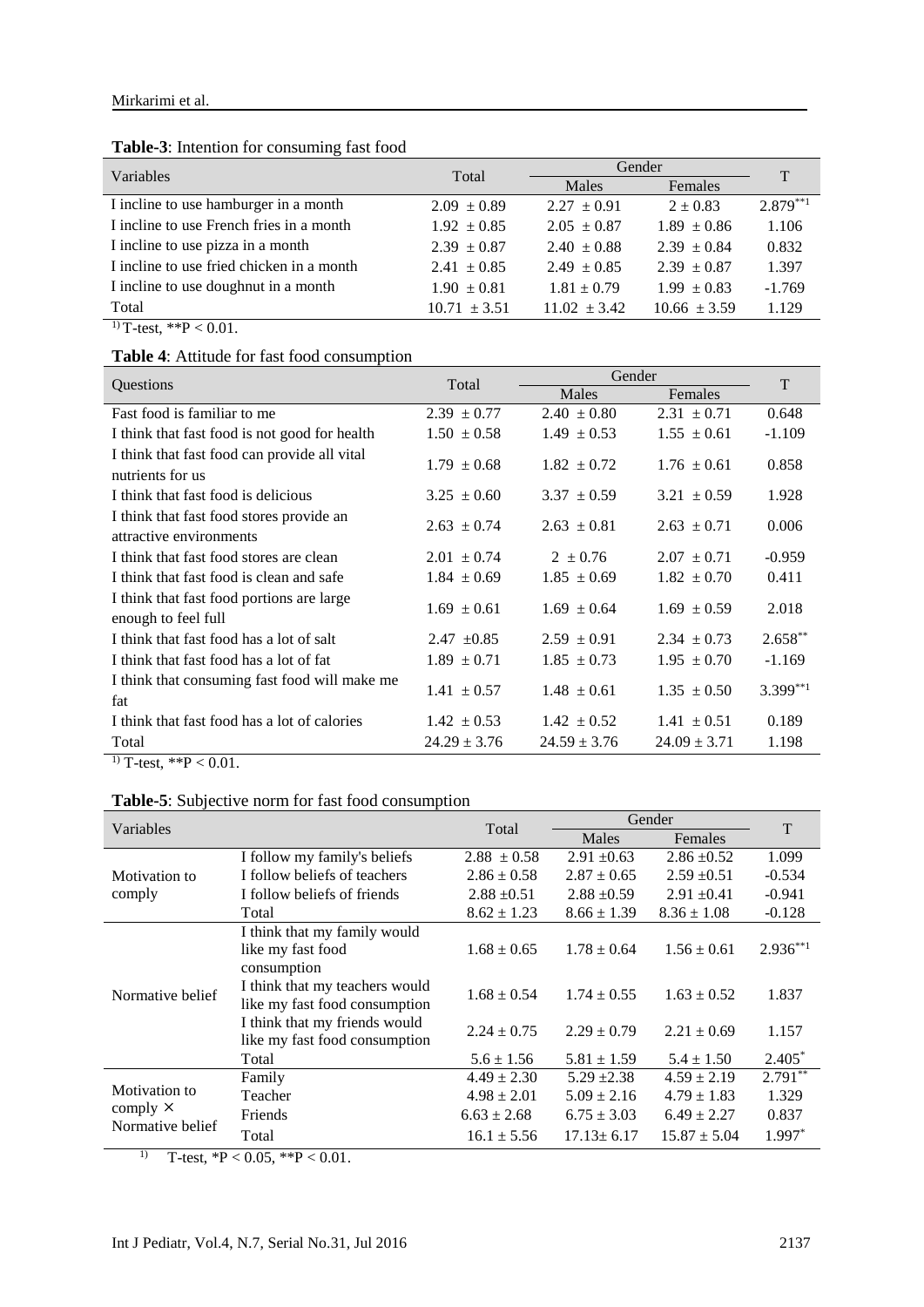**Table-3**: Intention for consuming fast food

| Variables | Total | Gender | | T |
|---|---|---|---|---|
| | | Males | Females | |
| I incline to use hamburger in a month | 2.09 ± 0.89 | 2.27 ± 0.91 | 2 ± 0.83 | 2.879**1 |
| I incline to use French fries in a month | 1.92 ± 0.85 | 2.05 ± 0.87 | 1.89 ± 0.86 | 1.106 |
| I incline to use pizza in a month | 2.39 ± 0.87 | 2.40 ± 0.88 | 2.39 ± 0.84 | 0.832 |
| I incline to use fried chicken in a month | 2.41 ± 0.85 | 2.49 ± 0.85 | 2.39 ± 0.87 | 1.397 |
| I incline to use doughnut in a month | 1.90 ± 0.81 | 1.81 ± 0.79 | 1.99 ± 0.83 | -1.769 |
| Total | 10.71 ± 3.51 | 11.02 ± 3.42 | 10.66 ± 3.59 | 1.129 |

1) T-test, **P < 0.01.

**Table 4**: Attitude for fast food consumption

| Questions | Total | Gender | | T |
|---|---|---|---|---|
| | | Males | Females | |
| Fast food is familiar to me | 2.39 ± 0.77 | 2.40 ± 0.80 | 2.31 ± 0.71 | 0.648 |
| I think that fast food is not good for health | 1.50 ± 0.58 | 1.49 ± 0.53 | 1.55 ± 0.61 | -1.109 |
| I think that fast food can provide all vital nutrients for us | 1.79 ± 0.68 | 1.82 ± 0.72 | 1.76 ± 0.61 | 0.858 |
| I think that fast food is delicious | 3.25 ± 0.60 | 3.37 ± 0.59 | 3.21 ± 0.59 | 1.928 |
| I think that fast food stores provide an attractive environments | 2.63 ± 0.74 | 2.63 ± 0.81 | 2.63 ± 0.71 | 0.006 |
| I think that fast food stores are clean | 2.01 ± 0.74 | 2 ± 0.76 | 2.07 ± 0.71 | -0.959 |
| I think that fast food is clean and safe | 1.84 ± 0.69 | 1.85 ± 0.69 | 1.82 ± 0.70 | 0.411 |
| I think that fast food portions are large enough to feel full | 1.69 ± 0.61 | 1.69 ± 0.64 | 1.69 ± 0.59 | 2.018 |
| I think that fast food has a lot of salt | 2.47 ±0.85 | 2.59 ± 0.91 | 2.34 ± 0.73 | 2.658** |
| I think that fast food has a lot of fat | 1.89 ± 0.71 | 1.85 ± 0.73 | 1.95 ± 0.70 | -1.169 |
| I think that consuming fast food will make me fat | 1.41 ± 0.57 | 1.48 ± 0.61 | 1.35 ± 0.50 | 3.399**1 |
| I think that fast food has a lot of calories | 1.42 ± 0.53 | 1.42 ± 0.52 | 1.41 ± 0.51 | 0.189 |
| Total | 24.29 ± 3.76 | 24.59 ± 3.76 | 24.09 ± 3.71 | 1.198 |

1) T-test, **P < 0.01.

**Table-5**: Subjective norm for fast food consumption

| Variables | | Total | Gender | | T |
|---|---|---|---|---|---|
| | | | Males | Females | |
| Motivation to comply | I follow my family's beliefs | 2.88 ± 0.58 | 2.91 ±0.63 | 2.86 ±0.52 | 1.099 |
| | I follow beliefs of teachers | 2.86 ± 0.58 | 2.87 ± 0.65 | 2.59 ±0.51 | -0.534 |
| | I follow beliefs of friends | 2.88 ±0.51 | 2.88 ±0.59 | 2.91 ±0.41 | -0.941 |
| | Total | 8.62 ± 1.23 | 8.66 ± 1.39 | 8.36 ± 1.08 | -0.128 |
| Normative belief | I think that my family would like my fast food consumption | 1.68 ± 0.65 | 1.78 ± 0.64 | 1.56 ± 0.61 | 2.936**1 |
| | I think that my teachers would like my fast food consumption | 1.68 ± 0.54 | 1.74 ± 0.55 | 1.63 ± 0.52 | 1.837 |
| | I think that my friends would like my fast food consumption | 2.24 ± 0.75 | 2.29 ± 0.79 | 2.21 ± 0.69 | 1.157 |
| | Total | 5.6 ± 1.56 | 5.81 ± 1.59 | 5.4 ± 1.50 | 2.405* |
| Motivation to comply × Normative belief | Family | 4.49 ± 2.30 | 5.29 ±2.38 | 4.59 ± 2.19 | 2.791** |
| | Teacher | 4.98 ± 2.01 | 5.09 ± 2.16 | 4.79 ± 1.83 | 1.329 |
| | Friends | 6.63 ± 2.68 | 6.75 ± 3.03 | 6.49 ± 2.27 | 0.837 |
| | Total | 16.1 ± 5.56 | 17.13± 6.17 | 15.87 ± 5.04 | 1.997* |

1) T-test, *P < 0.05, **P < 0.01.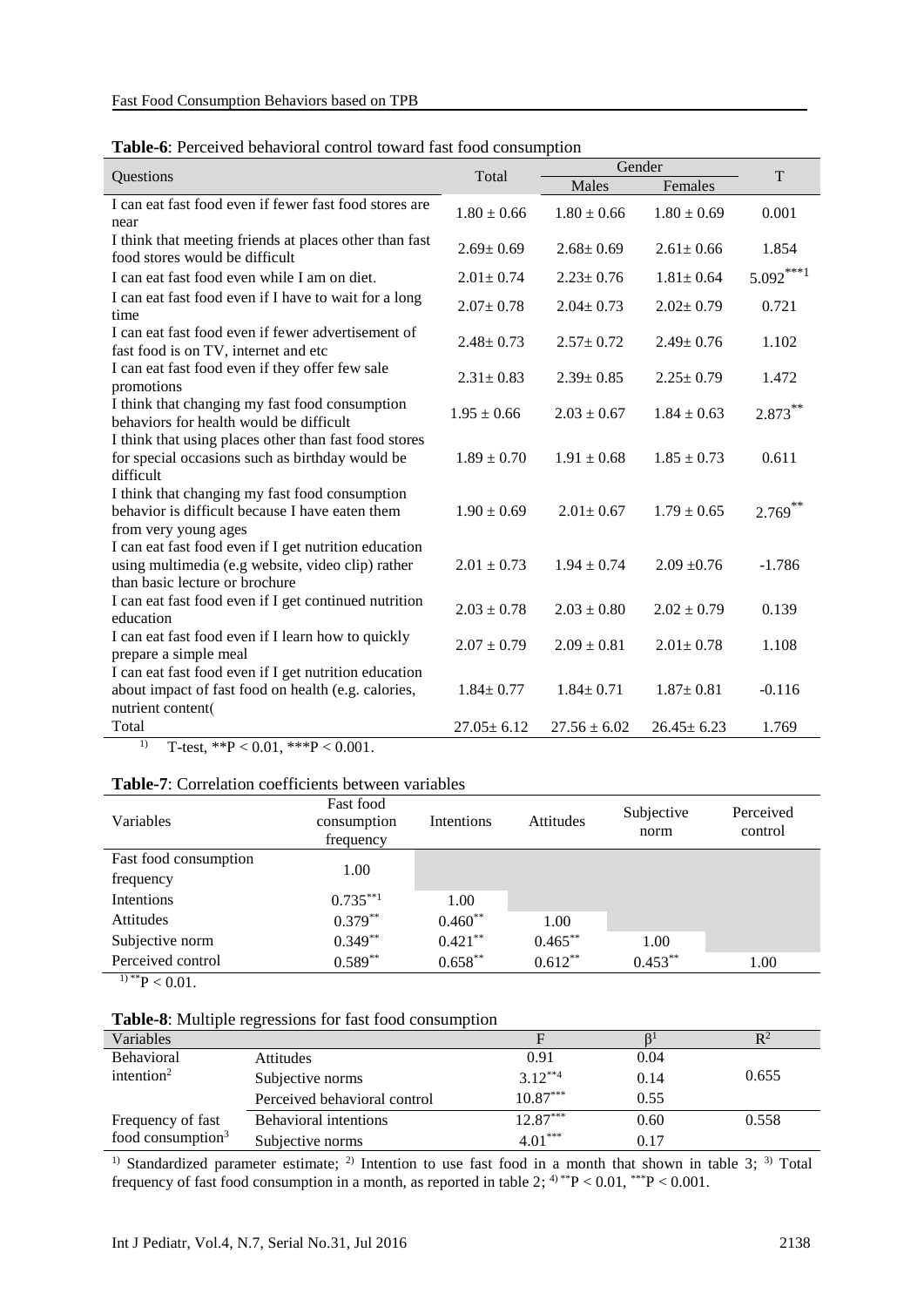**Table-6**: Perceived behavioral control toward fast food consumption

| Questions | Total | Gender | | T |
|---|---|---|---|---|
| | | Males | Females | |
| I can eat fast food even if fewer fast food stores are near | 1.80 ± 0.66 | 1.80 ± 0.66 | 1.80 ± 0.69 | 0.001 |
| I think that meeting friends at places other than fast food stores would be difficult | 2.69± 0.69 | 2.68± 0.69 | 2.61± 0.66 | 1.854 |
| I can eat fast food even while I am on diet. | 2.01± 0.74 | 2.23± 0.76 | 1.81± 0.64 | 5.092***1 |
| I can eat fast food even if I have to wait for a long time | 2.07± 0.78 | 2.04± 0.73 | 2.02± 0.79 | 0.721 |
| I can eat fast food even if fewer advertisement of fast food is on TV, internet and etc | 2.48± 0.73 | 2.57± 0.72 | 2.49± 0.76 | 1.102 |
| I can eat fast food even if they offer few sale promotions | 2.31± 0.83 | 2.39± 0.85 | 2.25± 0.79 | 1.472 |
| I think that changing my fast food consumption behaviors for health would be difficult | 1.95 ± 0.66 | 2.03 ± 0.67 | 1.84 ± 0.63 | 2.873** |
| I think that using places other than fast food stores for special occasions such as birthday would be difficult | 1.89 ± 0.70 | 1.91 ± 0.68 | 1.85 ± 0.73 | 0.611 |
| I think that changing my fast food consumption behavior is difficult because I have eaten them from very young ages | 1.90 ± 0.69 | 2.01± 0.67 | 1.79 ± 0.65 | 2.769** |
| I can eat fast food even if I get nutrition education using multimedia (e.g website, video clip) rather than basic lecture or brochure | 2.01 ± 0.73 | 1.94 ± 0.74 | 2.09 ±0.76 | -1.786 |
| I can eat fast food even if I get continued nutrition education | 2.03 ± 0.78 | 2.03 ± 0.80 | 2.02 ± 0.79 | 0.139 |
| I can eat fast food even if I learn how to quickly prepare a simple meal | 2.07 ± 0.79 | 2.09 ± 0.81 | 2.01± 0.78 | 1.108 |
| I can eat fast food even if I get nutrition education about impact of fast food on health (e.g. calories, nutrient content( | 1.84± 0.77 | 1.84± 0.71 | 1.87± 0.81 | -0.116 |
| Total | 27.05± 6.12 | 27.56 ± 6.02 | 26.45± 6.23 | 1.769 |

[1] T-test, **P < 0.01, ***P < 0.001.

**Table-7**: Correlation coefficients between variables

| Variables | Fast food consumption frequency | Intentions | Attitudes | Subjective norm | Perceived control |
|---|---|---|---|---|---|
| Fast food consumption frequency | 1.00 | | | | |
| Intentions | 0.735**1 | 1.00 | | | |
| Attitudes | 0.379** | 0.460** | 1.00 | | |
| Subjective norm | 0.349** | 0.421** | 0.465** | 1.00 | |
| Perceived control | 0.589** | 0.658** | 0.612** | 0.453** | 1.00 |

[1] **P < 0.01.

**Table-8**: Multiple regressions for fast food consumption

| Variables | | F | β[1] | $R^2$ |
|---|---|---|---|---|
| Behavioral intention[2] | Attitudes | 0.91 | 0.04 | 0.655 |
| | Subjective norms | 3.12**4 | 0.14 | |
| | Perceived behavioral control | 10.87*** | 0.55 | |
| Frequency of fast food consumption[3] | Behavioral intentions | 12.87*** | 0.60 | 0.558 |
| | Subjective norms | 4.01*** | 0.17 | |

[1] Standardized parameter estimate; [2] Intention to use fast food in a month that shown in table 3; [3] Total frequency of fast food consumption in a month, as reported in table 2; [4] **P < 0.01, ***P < 0.001.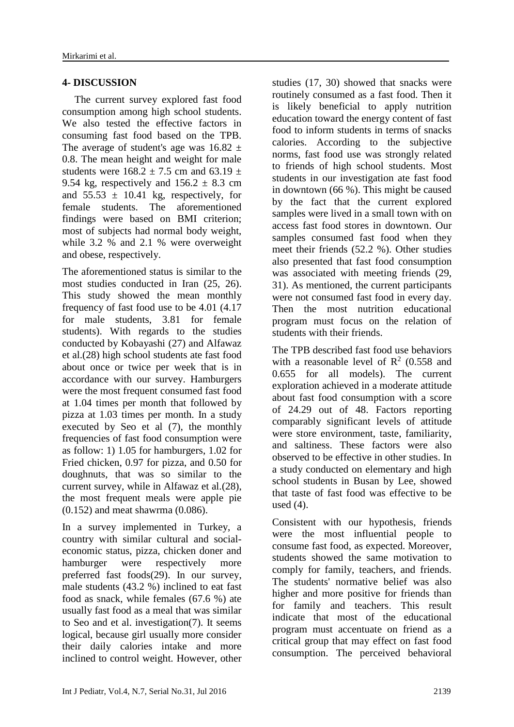## 4- DISCUSSION

The current survey explored fast food consumption among high school students. We also tested the effective factors in consuming fast food based on the TPB. The average of student's age was 16.82 ± 0.8. The mean height and weight for male students were 168.2 ± 7.5 cm and 63.19 ± 9.54 kg, respectively and 156.2 ± 8.3 cm and 55.53 ± 10.41 kg, respectively, for female students. The aforementioned findings were based on BMI criterion; most of subjects had normal body weight, while 3.2 % and 2.1 % were overweight and obese, respectively.

The aforementioned status is similar to the most studies conducted in Iran (25, 26). This study showed the mean monthly frequency of fast food use to be 4.01 (4.17 for male students, 3.81 for female students). With regards to the studies conducted by Kobayashi (27) and Alfawaz et al.(28) high school students ate fast food about once or twice per week that is in accordance with our survey. Hamburgers were the most frequent consumed fast food at 1.04 times per month that followed by pizza at 1.03 times per month. In a study executed by Seo et al (7), the monthly frequencies of fast food consumption were as follow: 1) 1.05 for hamburgers, 1.02 for Fried chicken, 0.97 for pizza, and 0.50 for doughnuts, that was so similar to the current survey, while in Alfawaz et al.(28), the most frequent meals were apple pie (0.152) and meat shawrma (0.086).

In a survey implemented in Turkey, a country with similar cultural and social-economic status, pizza, chicken doner and hamburger were respectively more preferred fast foods(29). In our survey, male students (43.2 %) inclined to eat fast food as snack, while females (67.6 %) ate usually fast food as a meal that was similar to Seo and et al. investigation(7). It seems logical, because girl usually more consider their daily calories intake and more inclined to control weight. However, other studies (17, 30) showed that snacks were routinely consumed as a fast food. Then it is likely beneficial to apply nutrition education toward the energy content of fast food to inform students in terms of snacks calories. According to the subjective norms, fast food use was strongly related to friends of high school students. Most students in our investigation ate fast food in downtown (66 %). This might be caused by the fact that the current explored samples were lived in a small town with on access fast food stores in downtown. Our samples consumed fast food when they meet their friends (52.2 %). Other studies also presented that fast food consumption was associated with meeting friends (29, 31). As mentioned, the current participants were not consumed fast food in every day. Then the most nutrition educational program must focus on the relation of students with their friends.

The TPB described fast food use behaviors with a reasonable level of $R^2$ (0.558 and 0.655 for all models). The current exploration achieved in a moderate attitude about fast food consumption with a score of 24.29 out of 48. Factors reporting comparably significant levels of attitude were store environment, taste, familiarity, and saltiness. These factors were also observed to be effective in other studies. In a study conducted on elementary and high school students in Busan by Lee, showed that taste of fast food was effective to be used (4).

Consistent with our hypothesis, friends were the most influential people to consume fast food, as expected. Moreover, students showed the same motivation to comply for family, teachers, and friends. The students' normative belief was also higher and more positive for friends than for family and teachers. This result indicate that most of the educational program must accentuate on friend as a critical group that may effect on fast food consumption. The perceived behavioral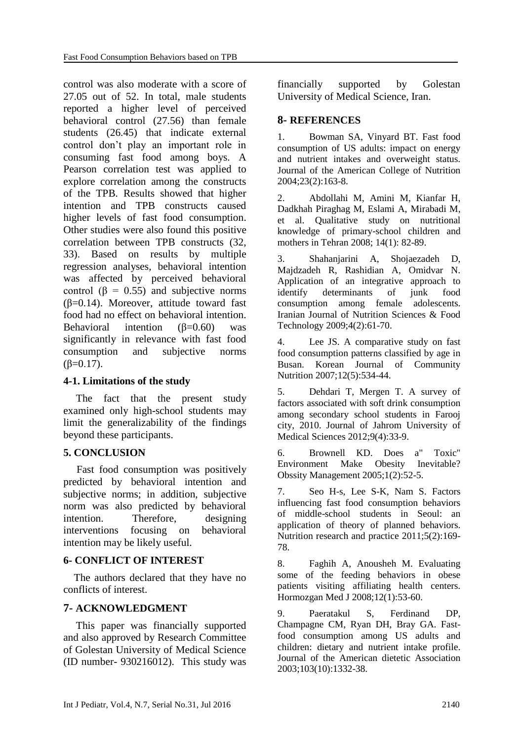control was also moderate with a score of 27.05 out of 52. In total, male students reported a higher level of perceived behavioral control (27.56) than female students (26.45) that indicate external control don't play an important role in consuming fast food among boys. A Pearson correlation test was applied to explore correlation among the constructs of the TPB. Results showed that higher intention and TPB constructs caused higher levels of fast food consumption. Other studies were also found this positive correlation between TPB constructs (32, 33). Based on results by multiple regression analyses, behavioral intention was affected by perceived behavioral control ($\beta$ = 0.55) and subjective norms ($\beta$=0.14). Moreover, attitude toward fast food had no effect on behavioral intention. Behavioral intention ($\beta$=0.60) was significantly in relevance with fast food consumption and subjective norms ($\beta$=0.17).

### 4-1. Limitations of the study

The fact that the present study examined only high-school students may limit the generalizability of the findings beyond these participants.

## 5. CONCLUSION

Fast food consumption was positively predicted by behavioral intention and subjective norms; in addition, subjective norm was also predicted by behavioral intention. Therefore, designing interventions focusing on behavioral intention may be likely useful.

## 6- CONFLICT OF INTEREST

The authors declared that they have no conflicts of interest.

## 7- ACKNOWLEDGMENT

This paper was financially supported and also approved by Research Committee of Golestan University of Medical Science (ID number- 930216012). This study was financially supported by Golestan University of Medical Science, Iran.

## 8- REFERENCES

1. Bowman SA, Vinyard BT. Fast food consumption of US adults: impact on energy and nutrient intakes and overweight status. Journal of the American College of Nutrition 2004;23(2):163-8.

2. Abdollahi M, Amini M, Kianfar H, Dadkhah Piraghag M, Eslami A, Mirabadi M, et al. Qualitative study on nutritional knowledge of primary-school children and mothers in Tehran 2008; 14(1): 82-89.

3. Shahanjarini A, Shojaezadeh D, Majdzadeh R, Rashidian A, Omidvar N. Application of an integrative approach to identify determinants of junk food consumption among female adolescents. Iranian Journal of Nutrition Sciences & Food Technology 2009;4(2):61-70.

4. Lee JS. A comparative study on fast food consumption patterns classified by age in Busan. Korean Journal of Community Nutrition 2007;12(5):534-44.

5. Dehdari T, Mergen T. A survey of factors associated with soft drink consumption among secondary school students in Farooj city, 2010. Journal of Jahrom University of Medical Sciences 2012;9(4):33-9.

6. Brownell KD. Does a" Toxic" Environment Make Obesity Inevitable? Obssity Management 2005;1(2):52-5.

7. Seo H-s, Lee S-K, Nam S. Factors influencing fast food consumption behaviors of middle-school students in Seoul: an application of theory of planned behaviors. Nutrition research and practice 2011;5(2):169-78.

8. Faghih A, Anousheh M. Evaluating some of the feeding behaviors in obese patients visiting affiliating health centers. Hormozgan Med J 2008;12(1):53-60.

9. Paeratakul S, Ferdinand DP, Champagne CM, Ryan DH, Bray GA. Fast-food consumption among US adults and children: dietary and nutrient intake profile. Journal of the American dietetic Association 2003;103(10):1332-38.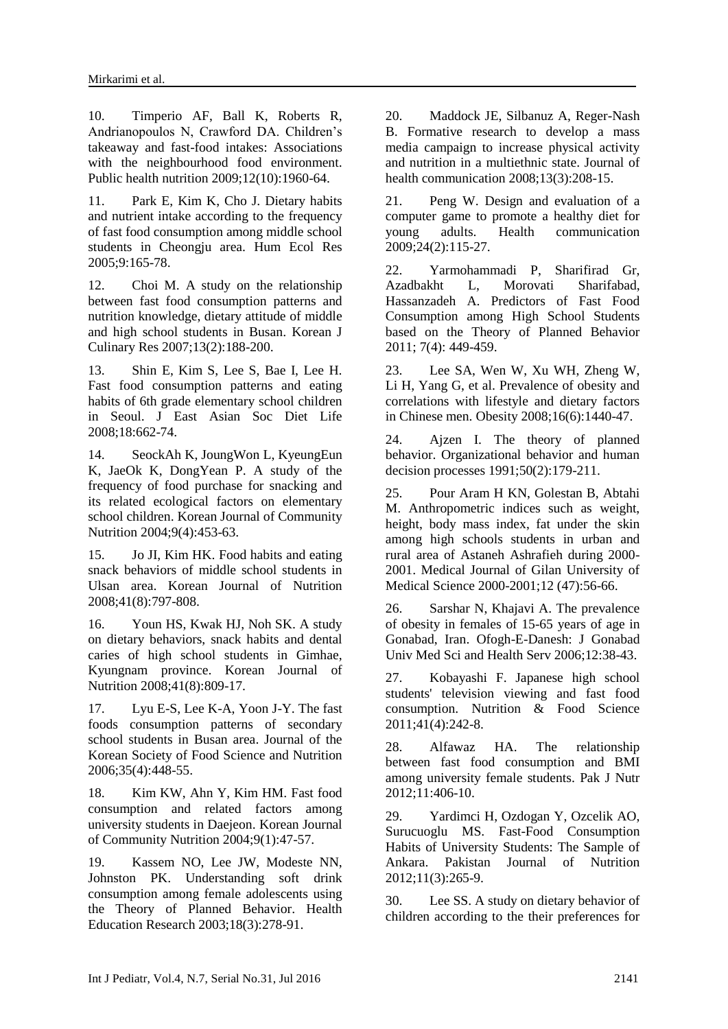10. Timperio AF, Ball K, Roberts R, Andrianopoulos N, Crawford DA. Children's takeaway and fast-food intakes: Associations with the neighbourhood food environment. Public health nutrition 2009;12(10):1960-64.

11. Park E, Kim K, Cho J. Dietary habits and nutrient intake according to the frequency of fast food consumption among middle school students in Cheongju area. Hum Ecol Res 2005;9:165-78.

12. Choi M. A study on the relationship between fast food consumption patterns and nutrition knowledge, dietary attitude of middle and high school students in Busan. Korean J Culinary Res 2007;13(2):188-200.

13. Shin E, Kim S, Lee S, Bae I, Lee H. Fast food consumption patterns and eating habits of 6th grade elementary school children in Seoul. J East Asian Soc Diet Life 2008;18:662-74.

14. SeockAh K, JoungWon L, KyeungEun K, JaeOk K, DongYean P. A study of the frequency of food purchase for snacking and its related ecological factors on elementary school children. Korean Journal of Community Nutrition 2004;9(4):453-63.

15. Jo JI, Kim HK. Food habits and eating snack behaviors of middle school students in Ulsan area. Korean Journal of Nutrition 2008;41(8):797-808.

16. Youn HS, Kwak HJ, Noh SK. A study on dietary behaviors, snack habits and dental caries of high school students in Gimhae, Kyungnam province. Korean Journal of Nutrition 2008;41(8):809-17.

17. Lyu E-S, Lee K-A, Yoon J-Y. The fast foods consumption patterns of secondary school students in Busan area. Journal of the Korean Society of Food Science and Nutrition 2006;35(4):448-55.

18. Kim KW, Ahn Y, Kim HM. Fast food consumption and related factors among university students in Daejeon. Korean Journal of Community Nutrition 2004;9(1):47-57.

19. Kassem NO, Lee JW, Modeste NN, Johnston PK. Understanding soft drink consumption among female adolescents using the Theory of Planned Behavior. Health Education Research 2003;18(3):278-91.

20. Maddock JE, Silbanuz A, Reger-Nash B. Formative research to develop a mass media campaign to increase physical activity and nutrition in a multiethnic state. Journal of health communication 2008;13(3):208-15.

21. Peng W. Design and evaluation of a computer game to promote a healthy diet for young adults. Health communication 2009;24(2):115-27.

22. Yarmohammadi P, Sharifirad Gr, Azadbakht L, Morovati Sharifabad, Hassanzadeh A. Predictors of Fast Food Consumption among High School Students based on the Theory of Planned Behavior 2011; 7(4): 449-459.

23. Lee SA, Wen W, Xu WH, Zheng W, Li H, Yang G, et al. Prevalence of obesity and correlations with lifestyle and dietary factors in Chinese men. Obesity 2008;16(6):1440-47.

24. Ajzen I. The theory of planned behavior. Organizational behavior and human decision processes 1991;50(2):179-211.

25. Pour Aram H KN, Golestan B, Abtahi M. Anthropometric indices such as weight, height, body mass index, fat under the skin among high schools students in urban and rural area of Astaneh Ashrafieh during 2000-2001. Medical Journal of Gilan University of Medical Science 2000-2001;12 (47):56-66.

26. Sarshar N, Khajavi A. The prevalence of obesity in females of 15-65 years of age in Gonabad, Iran. Ofogh-E-Danesh: J Gonabad Univ Med Sci and Health Serv 2006;12:38-43.

27. Kobayashi F. Japanese high school students' television viewing and fast food consumption. Nutrition & Food Science 2011;41(4):242-8.

28. Alfawaz HA. The relationship between fast food consumption and BMI among university female students. Pak J Nutr 2012;11:406-10.

29. Yardimci H, Ozdogan Y, Ozcelik AO, Surucuoglu MS. Fast-Food Consumption Habits of University Students: The Sample of Ankara. Pakistan Journal of Nutrition 2012;11(3):265-9.

30. Lee SS. A study on dietary behavior of children according to the their preferences for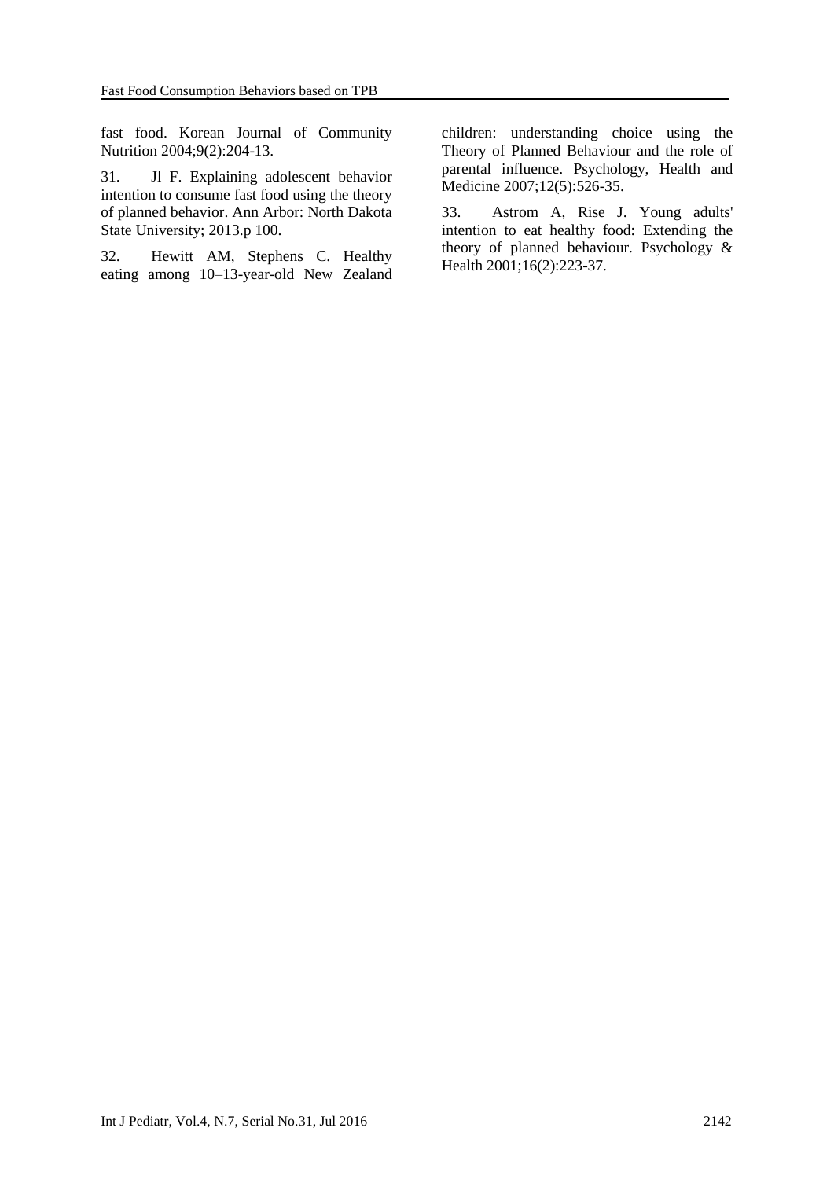fast food. Korean Journal of Community Nutrition 2004;9(2):204-13.

31. Jl F. Explaining adolescent behavior intention to consume fast food using the theory of planned behavior. Ann Arbor: North Dakota State University; 2013.p 100.

32. Hewitt AM, Stephens C. Healthy eating among 10–13-year-old New Zealand children: understanding choice using the Theory of Planned Behaviour and the role of parental influence. Psychology, Health and Medicine 2007;12(5):526-35.

33. Astrom A, Rise J. Young adults' intention to eat healthy food: Extending the theory of planned behaviour. Psychology & Health 2001;16(2):223-37.